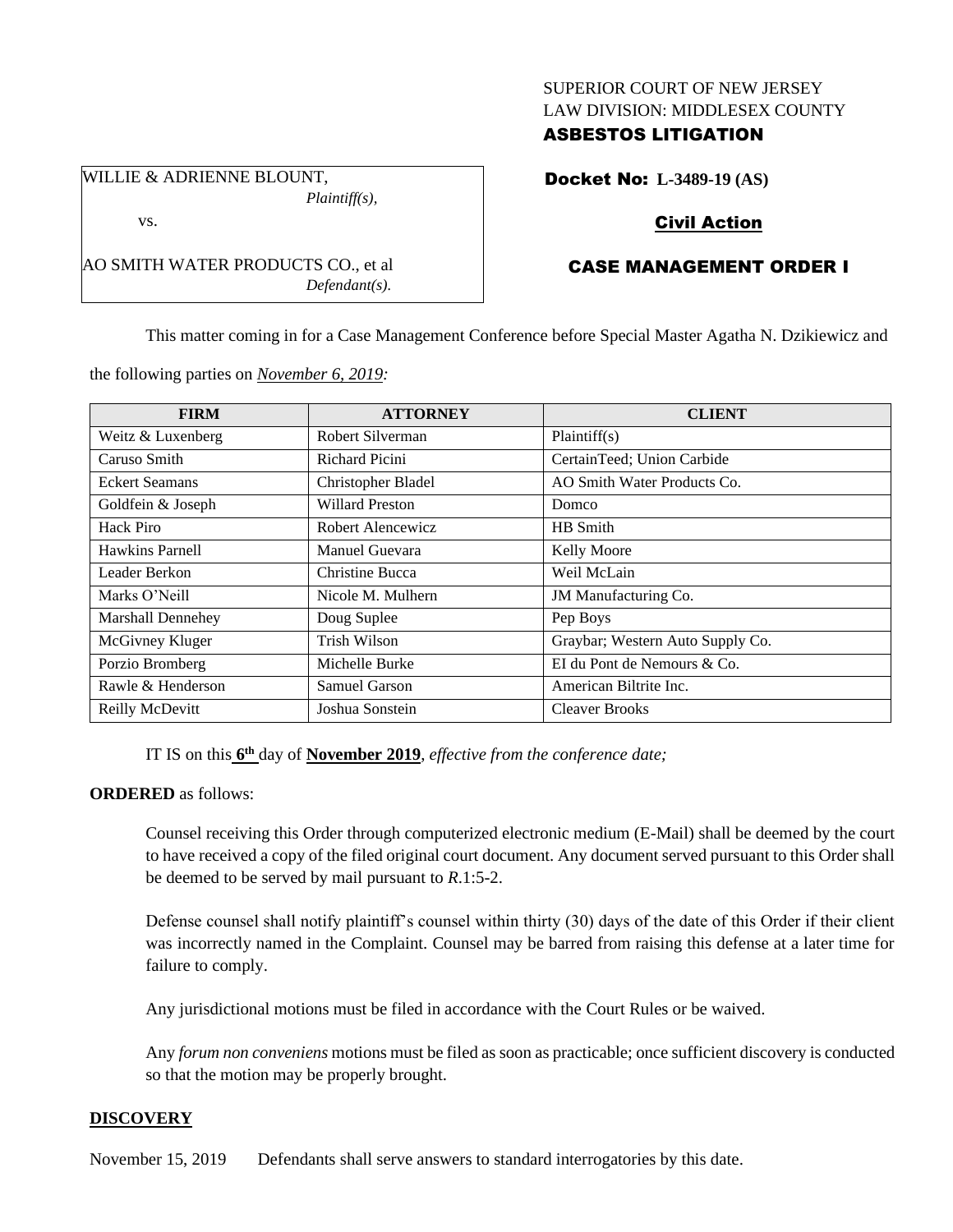SUPERIOR COURT OF NEW JERSEY
LAW DIVISION: MIDDLESEX COUNTY
**ASBESTOS LITIGATION**

WILLIE & ADRIENNE BLOUNT,
*Plaintiff(s),*

vs.

AO SMITH WATER PRODUCTS CO., et al
*Defendant(s).*

**Docket No: L-3489-19 (AS)**

**Civil Action**

**CASE MANAGEMENT ORDER I**

This matter coming in for a Case Management Conference before Special Master Agatha N. Dzikiewicz and the following parties on *November 6, 2019:*

| FIRM | ATTORNEY | CLIENT |
|---|---|---|
| Weitz & Luxenberg | Robert Silverman | Plaintiff(s) |
| Caruso Smith | Richard Picini | CertainTeed; Union Carbide |
| Eckert Seamans | Christopher Bladel | AO Smith Water Products Co. |
| Goldfein & Joseph | Willard Preston | Domco |
| Hack Piro | Robert Alencewicz | HB Smith |
| Hawkins Parnell | Manuel Guevara | Kelly Moore |
| Leader Berkon | Christine Bucca | Weil McLain |
| Marks O'Neill | Nicole M. Mulhern | JM Manufacturing Co. |
| Marshall Dennehey | Doug Suplee | Pep Boys |
| McGivney Kluger | Trish Wilson | Graybar; Western Auto Supply Co. |
| Porzio Bromberg | Michelle Burke | EI du Pont de Nemours & Co. |
| Rawle & Henderson | Samuel Garson | American Biltrite Inc. |
| Reilly McDevitt | Joshua Sonstein | Cleaver Brooks |

IT IS on this **6th** day of **November 2019**, *effective from the conference date;*

**ORDERED** as follows:

Counsel receiving this Order through computerized electronic medium (E-Mail) shall be deemed by the court to have received a copy of the filed original court document. Any document served pursuant to this Order shall be deemed to be served by mail pursuant to *R*.1:5-2.

Defense counsel shall notify plaintiff's counsel within thirty (30) days of the date of this Order if their client was incorrectly named in the Complaint. Counsel may be barred from raising this defense at a later time for failure to comply.

Any jurisdictional motions must be filed in accordance with the Court Rules or be waived.

Any *forum non conveniens* motions must be filed as soon as practicable; once sufficient discovery is conducted so that the motion may be properly brought.

## DISCOVERY

November 15, 2019 Defendants shall serve answers to standard interrogatories by this date.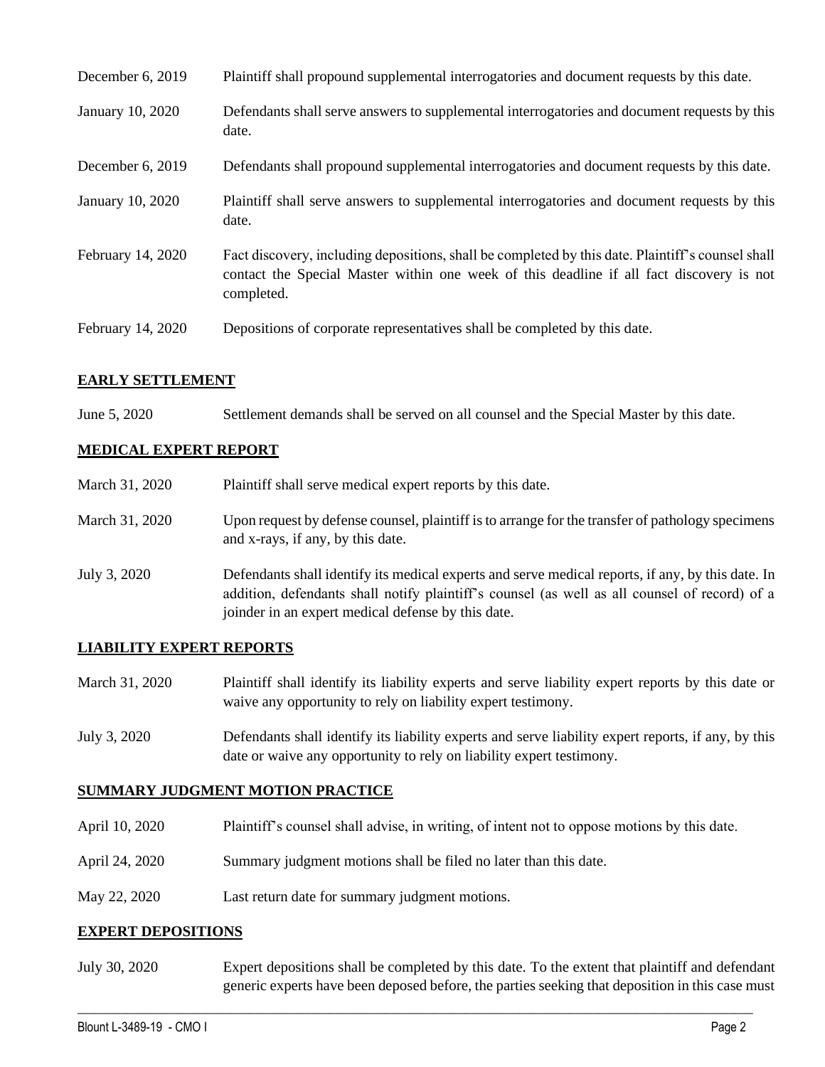| | |
|---|---|
| December 6, 2019 | Plaintiff shall propound supplemental interrogatories and document requests by this date. |
| January 10, 2020 | Defendants shall serve answers to supplemental interrogatories and document requests by this date. |
| December 6, 2019 | Defendants shall propound supplemental interrogatories and document requests by this date. |
| January 10, 2020 | Plaintiff shall serve answers to supplemental interrogatories and document requests by this date. |
| February 14, 2020 | Fact discovery, including depositions, shall be completed by this date. Plaintiff's counsel shall contact the Special Master within one week of this deadline if all fact discovery is not completed. |
| February 14, 2020 | Depositions of corporate representatives shall be completed by this date. |

## EARLY SETTLEMENT

| | |
|---|---|
| June 5, 2020 | Settlement demands shall be served on all counsel and the Special Master by this date. |

## MEDICAL EXPERT REPORT

| | |
|---|---|
| March 31, 2020 | Plaintiff shall serve medical expert reports by this date. |
| March 31, 2020 | Upon request by defense counsel, plaintiff is to arrange for the transfer of pathology specimens and x-rays, if any, by this date. |
| July 3, 2020 | Defendants shall identify its medical experts and serve medical reports, if any, by this date. In addition, defendants shall notify plaintiff's counsel (as well as all counsel of record) of a joinder in an expert medical defense by this date. |

## LIABILITY EXPERT REPORTS

| | |
|---|---|
| March 31, 2020 | Plaintiff shall identify its liability experts and serve liability expert reports by this date or waive any opportunity to rely on liability expert testimony. |
| July 3, 2020 | Defendants shall identify its liability experts and serve liability expert reports, if any, by this date or waive any opportunity to rely on liability expert testimony. |

## SUMMARY JUDGMENT MOTION PRACTICE

| | |
|---|---|
| April 10, 2020 | Plaintiff's counsel shall advise, in writing, of intent not to oppose motions by this date. |
| April 24, 2020 | Summary judgment motions shall be filed no later than this date. |
| May 22, 2020 | Last return date for summary judgment motions. |

## EXPERT DEPOSITIONS

| | |
|---|---|
| July 30, 2020 | Expert depositions shall be completed by this date. To the extent that plaintiff and defendant generic experts have been deposed before, the parties seeking that deposition in this case must |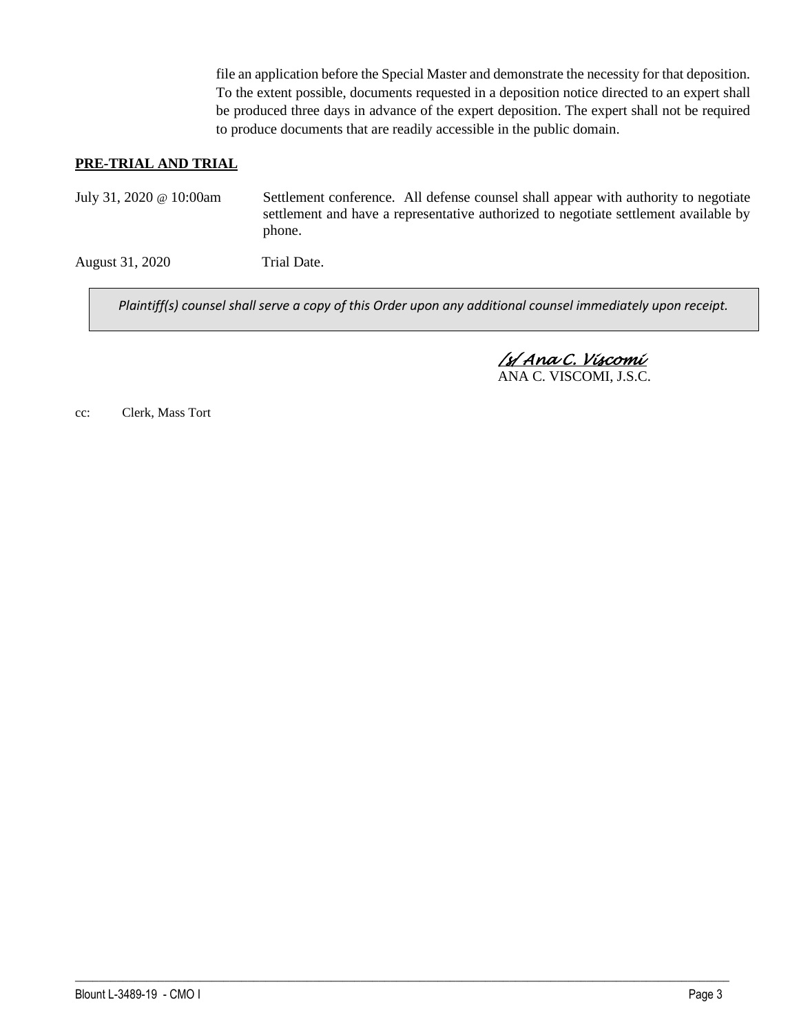file an application before the Special Master and demonstrate the necessity for that deposition. To the extent possible, documents requested in a deposition notice directed to an expert shall be produced three days in advance of the expert deposition. The expert shall not be required to produce documents that are readily accessible in the public domain.

**PRE-TRIAL AND TRIAL**

| | |
|---|---|
| July 31, 2020 @ 10:00am | Settlement conference. All defense counsel shall appear with authority to negotiate settlement and have a representative authorized to negotiate settlement available by phone. |
| August 31, 2020 | Trial Date. |

*Plaintiff(s) counsel shall serve a copy of this Order upon any additional counsel immediately upon receipt.*

/s/ Ana C. Viscomi
ANA C. VISCOMI, J.S.C.

cc: Clerk, Mass Tort